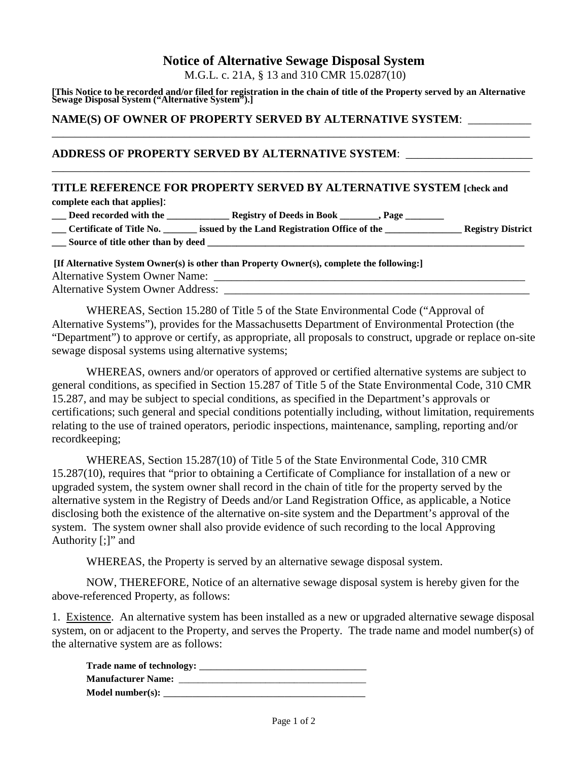# Notice of Alternative Sewage Disposal System

M.G.L. c. 21A, § 13 and 310 CMR 15.0287(10)

**[This Notice to be recorded and/or filed for registration in the chain of title of the Property served by an Alternative Sewage Disposal System ("Alternative System").]**

**NAME(S) OF OWNER OF PROPERTY SERVED BY ALTERNATIVE SYSTEM**: ___________
________________________________________________________________________________________

**ADDRESS OF PROPERTY SERVED BY ALTERNATIVE SYSTEM**: ______________________
________________________________________________________________________________________

**TITLE REFERENCE FOR PROPERTY SERVED BY ALTERNATIVE SYSTEM [check and complete each that applies]**:

**___ Deed recorded with the _____________ Registry of Deeds in Book ________, Page ________**

**___ Certificate of Title No. _______ issued by the Land Registration Office of the ________________ Registry District**

**___ Source of title other than by deed ____________________________________________________________________**

**[If Alternative System Owner(s) is other than Property Owner(s), complete the following:]**

Alternative System Owner Name: ___________________________________________________________

Alternative System Owner Address: _________________________________________________________

WHEREAS, Section 15.280 of Title 5 of the State Environmental Code ("Approval of Alternative Systems"), provides for the Massachusetts Department of Environmental Protection (the "Department") to approve or certify, as appropriate, all proposals to construct, upgrade or replace on-site sewage disposal systems using alternative systems;

WHEREAS, owners and/or operators of approved or certified alternative systems are subject to general conditions, as specified in Section 15.287 of Title 5 of the State Environmental Code, 310 CMR 15.287, and may be subject to special conditions, as specified in the Department's approvals or certifications; such general and special conditions potentially including, without limitation, requirements relating to the use of trained operators, periodic inspections, maintenance, sampling, reporting and/or recordkeeping;

WHEREAS, Section 15.287(10) of Title 5 of the State Environmental Code, 310 CMR 15.287(10), requires that "prior to obtaining a Certificate of Compliance for installation of a new or upgraded system, the system owner shall record in the chain of title for the property served by the alternative system in the Registry of Deeds and/or Land Registration Office, as applicable, a Notice disclosing both the existence of the alternative on-site system and the Department's approval of the system. The system owner shall also provide evidence of such recording to the local Approving Authority [;]" and

WHEREAS, the Property is served by an alternative sewage disposal system.

NOW, THEREFORE, Notice of an alternative sewage disposal system is hereby given for the above-referenced Property, as follows:

1. Existence. An alternative system has been installed as a new or upgraded alternative sewage disposal system, on or adjacent to the Property, and serves the Property. The trade name and model number(s) of the alternative system are as follows:

**Trade name of technology:** ________________________________

**Manufacturer Name:** ____________________________________

**Model number(s):** ______________________________________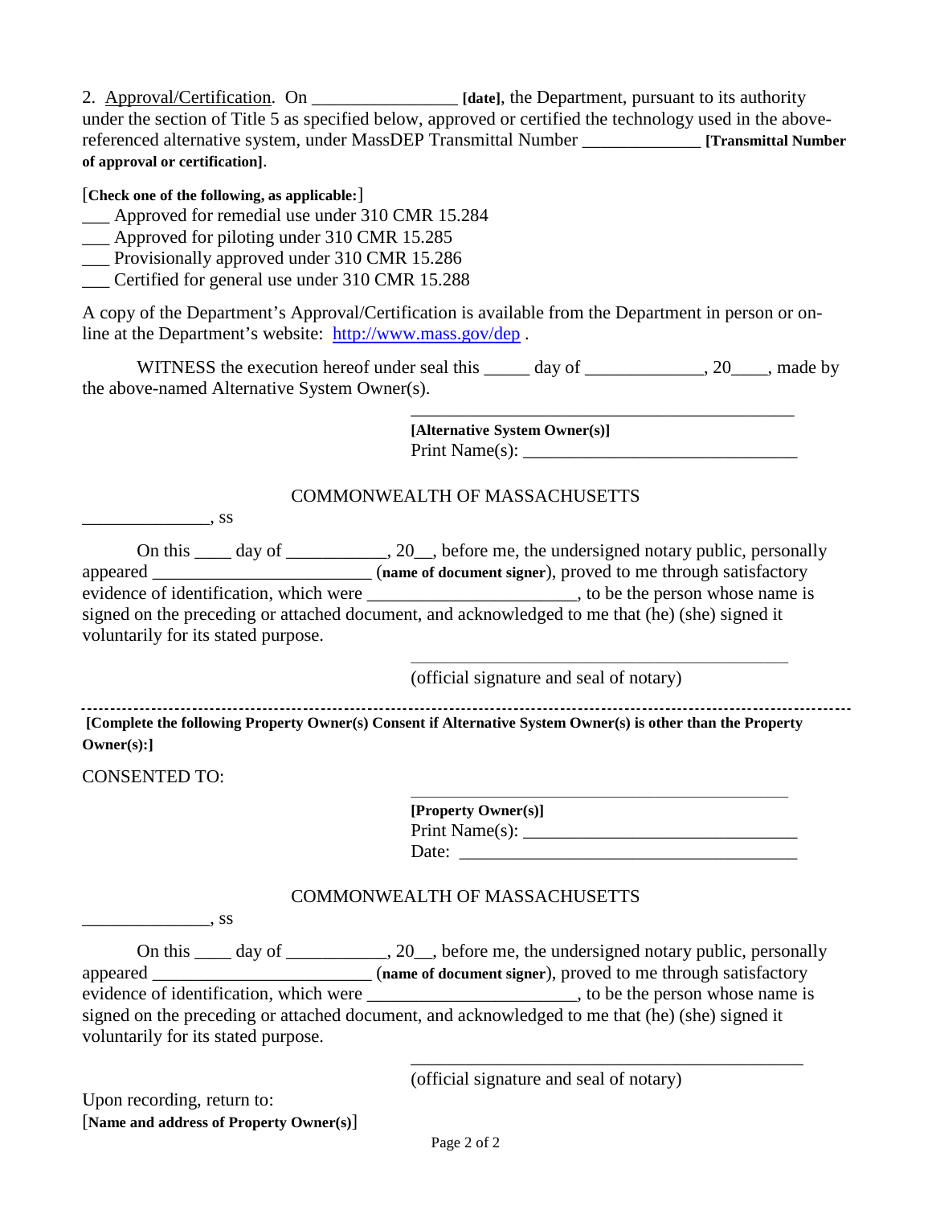2. Approval/Certification. On ________________ **[date]**, the Department, pursuant to its authority under the section of Title 5 as specified below, approved or certified the technology used in the above-referenced alternative system, under MassDEP Transmittal Number _____________ **[Transmittal Number of approval or certification]**.

[**Check one of the following, as applicable:**]

___ Approved for remedial use under 310 CMR 15.284
___ Approved for piloting under 310 CMR 15.285
___ Provisionally approved under 310 CMR 15.286
___ Certified for general use under 310 CMR 15.288

A copy of the Department's Approval/Certification is available from the Department in person or on-line at the Department's website: http://www.mass.gov/dep .

WITNESS the execution hereof under seal this _____ day of _____________, 20____, made by the above-named Alternative System Owner(s).

_____________________________________________
**[Alternative System Owner(s)]**
Print Name(s): ______________________________

COMMONWEALTH OF MASSACHUSETTS

______________, ss

On this ____ day of ___________, 20__, before me, the undersigned notary public, personally appeared ________________________ (**name of document signer**), proved to me through satisfactory evidence of identification, which were ______________________, to be the person whose name is signed on the preceding or attached document, and acknowledged to me that (he) (she) signed it voluntarily for its stated purpose.

_____________________________________________
(official signature and seal of notary)

---

**[Complete the following Property Owner(s) Consent if Alternative System Owner(s) is other than the Property Owner(s):]**

CONSENTED TO:

_____________________________________________
**[Property Owner(s)]**
Print Name(s): ______________________________
Date: ____________________________________

COMMONWEALTH OF MASSACHUSETTS

______________, ss

On this ____ day of ___________, 20__, before me, the undersigned notary public, personally appeared ________________________ (**name of document signer**), proved to me through satisfactory evidence of identification, which were ______________________, to be the person whose name is signed on the preceding or attached document, and acknowledged to me that (he) (she) signed it voluntarily for its stated purpose.

_____________________________________________
(official signature and seal of notary)

Upon recording, return to:
[**Name and address of Property Owner(s)**]